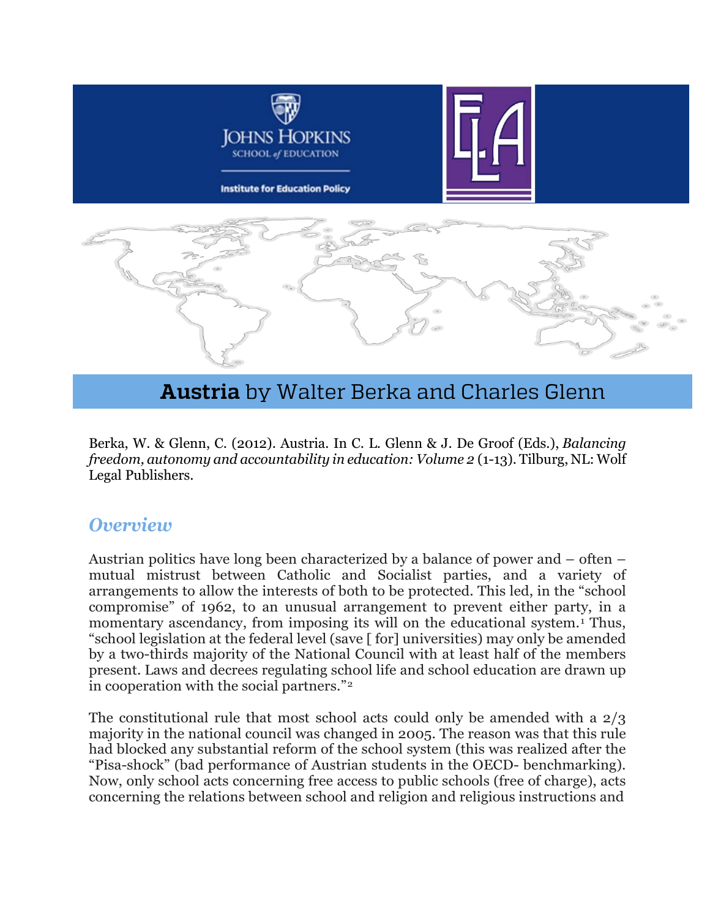# **Austria** by Walter Berka and Charles Glenn

Berka, W. & Glenn, C. (2012). Austria. In C. L. Glenn & J. De Groof (Eds.), *Balancing freedom, autonomy and accountability in education: Volume 2* (1-13). Tilburg, NL: Wolf Legal Publishers.

## *Overview*

Austrian politics have long been characterized by a balance of power and – often – mutual mistrust between Catholic and Socialist parties, and a variety of arrangements to allow the interests of both to be protected. This led, in the "school compromise" of 1962, to an unusual arrangement to prevent either party, in a momentary ascendancy, from imposing its will on the educational system.[1] Thus, "school legislation at the federal level (save [ for] universities) may only be amended by a two-thirds majority of the National Council with at least half of the members present. Laws and decrees regulating school life and school education are drawn up in cooperation with the social partners."[2]

The constitutional rule that most school acts could only be amended with a 2/3 majority in the national council was changed in 2005. The reason was that this rule had blocked any substantial reform of the school system (this was realized after the "Pisa-shock" (bad performance of Austrian students in the OECD- benchmarking). Now, only school acts concerning free access to public schools (free of charge), acts concerning the relations between school and religion and religious instructions and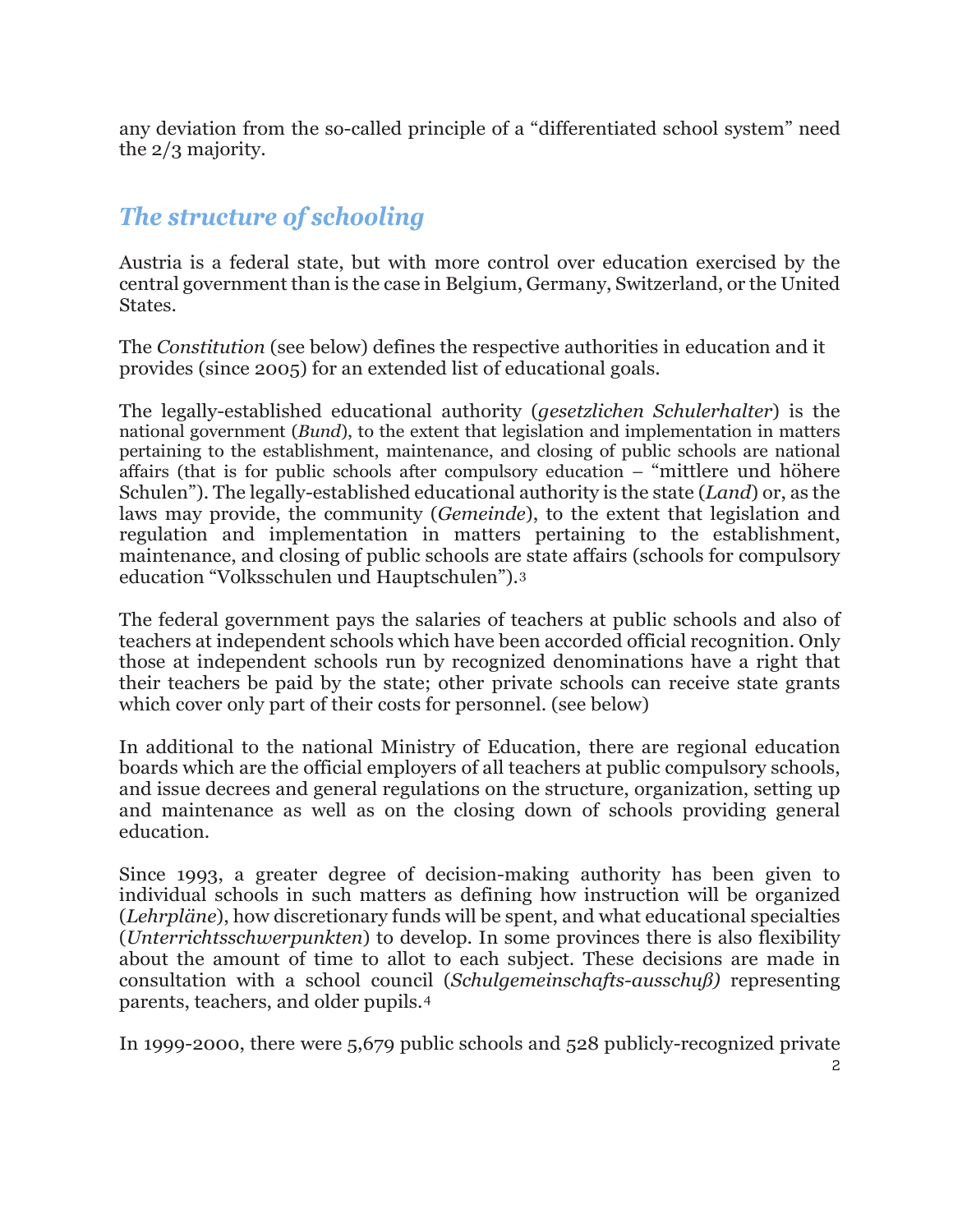any deviation from the so-called principle of a "differentiated school system" need the 2/3 majority.

## *The structure of schooling*

Austria is a federal state, but with more control over education exercised by the central government than is the case in Belgium, Germany, Switzerland, or the United States.

The *Constitution* (see below) defines the respective authorities in education and it provides (since 2005) for an extended list of educational goals.

The legally-established educational authority (*gesetzlichen Schulerhalter*) is the national government (*Bund*), to the extent that legislation and implementation in matters pertaining to the establishment, maintenance, and closing of public schools are national affairs (that is for public schools after compulsory education – "mittlere und höhere Schulen"). The legally-established educational authority is the state (*Land*) or, as the laws may provide, the community (*Gemeinde*), to the extent that legislation and regulation and implementation in matters pertaining to the establishment, maintenance, and closing of public schools are state affairs (schools for compulsory education "Volksschulen und Hauptschulen").[3]

The federal government pays the salaries of teachers at public schools and also of teachers at independent schools which have been accorded official recognition. Only those at independent schools run by recognized denominations have a right that their teachers be paid by the state; other private schools can receive state grants which cover only part of their costs for personnel. (see below)

In additional to the national Ministry of Education, there are regional education boards which are the official employers of all teachers at public compulsory schools, and issue decrees and general regulations on the structure, organization, setting up and maintenance as well as on the closing down of schools providing general education.

Since 1993, a greater degree of decision-making authority has been given to individual schools in such matters as defining how instruction will be organized (*Lehrpläne*), how discretionary funds will be spent, and what educational specialties (*Unterrichtsschwerpunkten*) to develop. In some provinces there is also flexibility about the amount of time to allot to each subject. These decisions are made in consultation with a school council (*Schulgemeinschafts-ausschuß)* representing parents, teachers, and older pupils.[4]

In 1999-2000, there were 5,679 public schools and 528 publicly-recognized private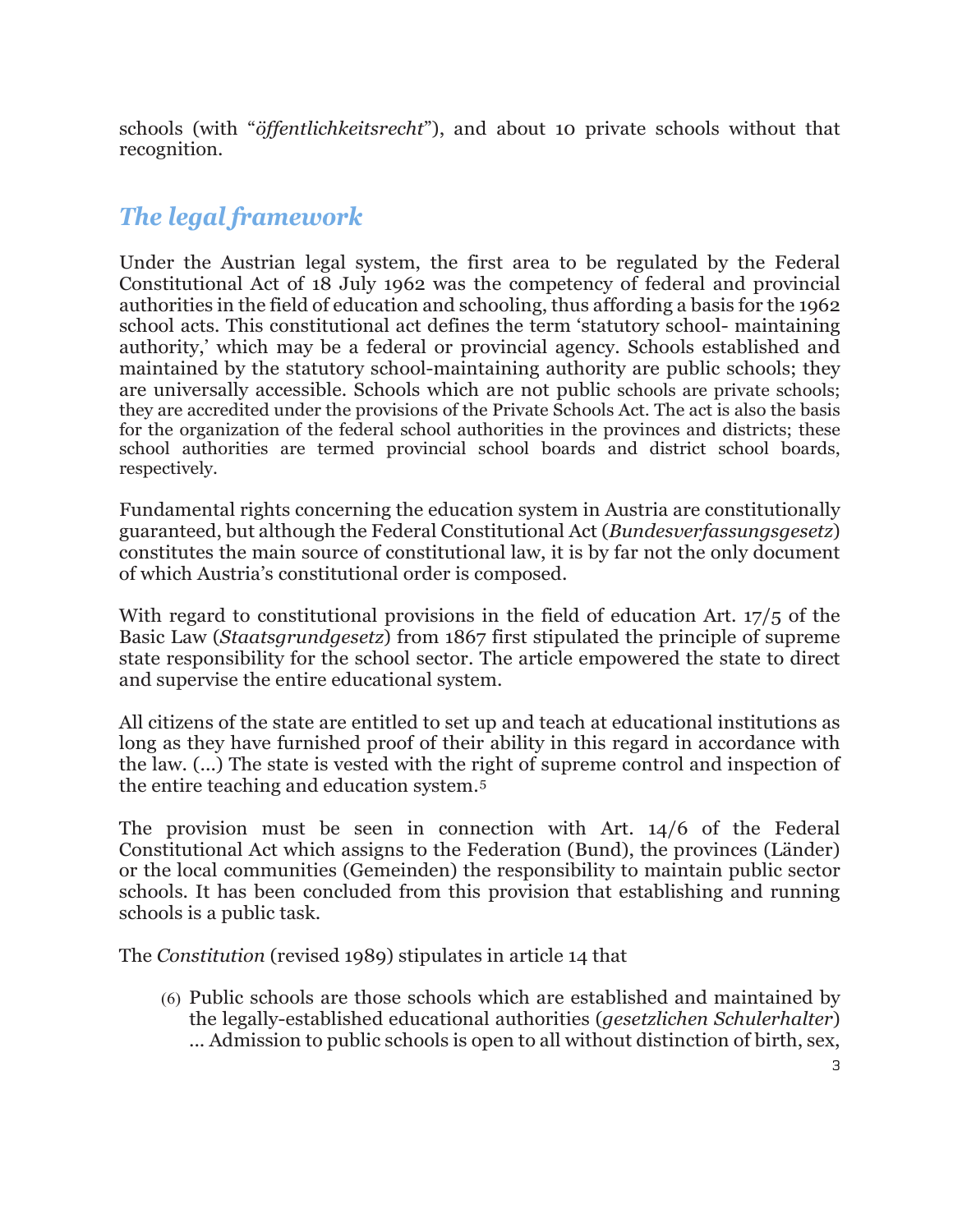schools (with "*öffentlichkeitsrecht*"), and about 10 private schools without that recognition.

## *The legal framework*

Under the Austrian legal system, the first area to be regulated by the Federal Constitutional Act of 18 July 1962 was the competency of federal and provincial authorities in the field of education and schooling, thus affording a basis for the 1962 school acts. This constitutional act defines the term 'statutory school- maintaining authority,' which may be a federal or provincial agency. Schools established and maintained by the statutory school-maintaining authority are public schools; they are universally accessible. Schools which are not public schools are private schools; they are accredited under the provisions of the Private Schools Act. The act is also the basis for the organization of the federal school authorities in the provinces and districts; these school authorities are termed provincial school boards and district school boards, respectively.

Fundamental rights concerning the education system in Austria are constitutionally guaranteed, but although the Federal Constitutional Act (*Bundesverfassungsgesetz*) constitutes the main source of constitutional law, it is by far not the only document of which Austria's constitutional order is composed.

With regard to constitutional provisions in the field of education Art. 17/5 of the Basic Law (*Staatsgrundgesetz*) from 1867 first stipulated the principle of supreme state responsibility for the school sector. The article empowered the state to direct and supervise the entire educational system.

All citizens of the state are entitled to set up and teach at educational institutions as long as they have furnished proof of their ability in this regard in accordance with the law. (...) The state is vested with the right of supreme control and inspection of the entire teaching and education system.[5]

The provision must be seen in connection with Art. 14/6 of the Federal Constitutional Act which assigns to the Federation (Bund), the provinces (Länder) or the local communities (Gemeinden) the responsibility to maintain public sector schools. It has been concluded from this provision that establishing and running schools is a public task.

The *Constitution* (revised 1989) stipulates in article 14 that

> (6) Public schools are those schools which are established and maintained by the legally-established educational authorities (*gesetzlichen Schulerhalter*) ... Admission to public schools is open to all without distinction of birth, sex,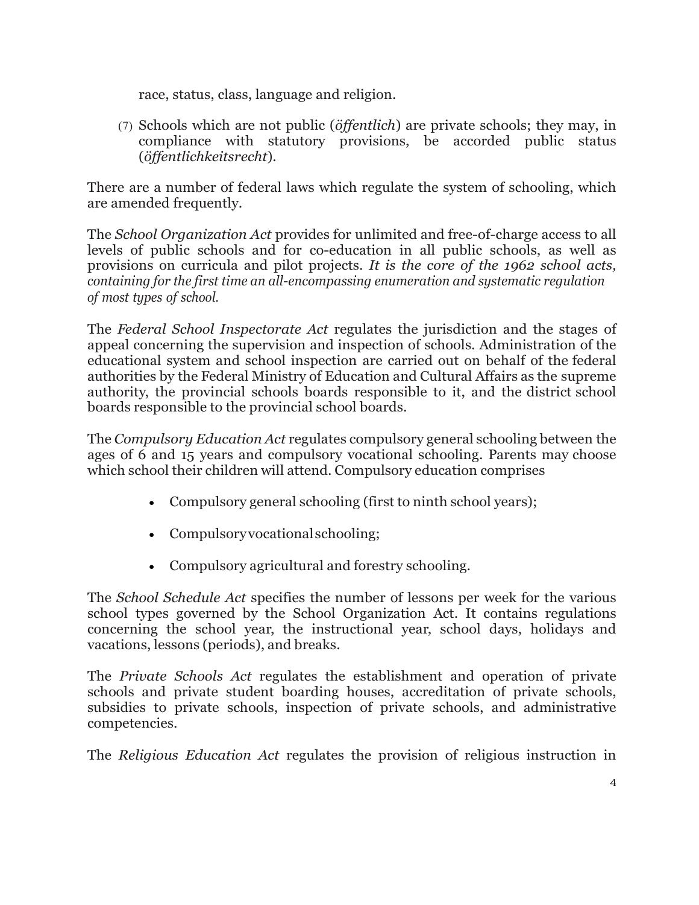race, status, class, language and religion.

(7) Schools which are not public (*öffentlich*) are private schools; they may, in compliance with statutory provisions, be accorded public status (*öffentlichkeitsrecht*).

There are a number of federal laws which regulate the system of schooling, which are amended frequently.

The *School Organization Act* provides for unlimited and free-of-charge access to all levels of public schools and for co-education in all public schools, as well as provisions on curricula and pilot projects. *It is the core of the 1962 school acts, containing for the first time an all-encompassing enumeration and systematic regulation of most types of school.*

The *Federal School Inspectorate Act* regulates the jurisdiction and the stages of appeal concerning the supervision and inspection of schools. Administration of the educational system and school inspection are carried out on behalf of the federal authorities by the Federal Ministry of Education and Cultural Affairs as the supreme authority, the provincial schools boards responsible to it, and the district school boards responsible to the provincial school boards.

The *Compulsory Education Act* regulates compulsory general schooling between the ages of 6 and 15 years and compulsory vocational schooling. Parents may choose which school their children will attend. Compulsory education comprises

- Compulsory general schooling (first to ninth school years);
- Compulsory vocational schooling;
- Compulsory agricultural and forestry schooling.

The *School Schedule Act* specifies the number of lessons per week for the various school types governed by the School Organization Act. It contains regulations concerning the school year, the instructional year, school days, holidays and vacations, lessons (periods), and breaks.

The *Private Schools Act* regulates the establishment and operation of private schools and private student boarding houses, accreditation of private schools, subsidies to private schools, inspection of private schools, and administrative competencies.

The *Religious Education Act* regulates the provision of religious instruction in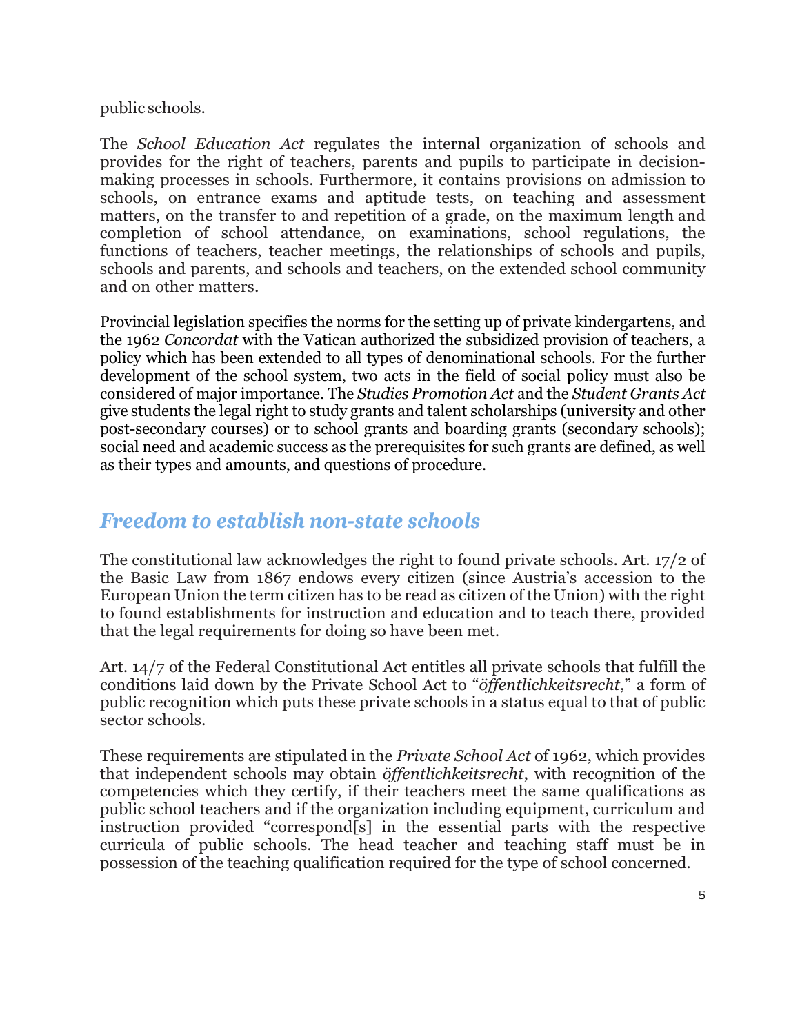public schools.

The *School Education Act* regulates the internal organization of schools and provides for the right of teachers, parents and pupils to participate in decision-making processes in schools. Furthermore, it contains provisions on admission to schools, on entrance exams and aptitude tests, on teaching and assessment matters, on the transfer to and repetition of a grade, on the maximum length and completion of school attendance, on examinations, school regulations, the functions of teachers, teacher meetings, the relationships of schools and pupils, schools and parents, and schools and teachers, on the extended school community and on other matters.

Provincial legislation specifies the norms for the setting up of private kindergartens, and the 1962 *Concordat* with the Vatican authorized the subsidized provision of teachers, a policy which has been extended to all types of denominational schools. For the further development of the school system, two acts in the field of social policy must also be considered of major importance. The *Studies Promotion Act* and the *Student Grants Act* give students the legal right to study grants and talent scholarships (university and other post-secondary courses) or to school grants and boarding grants (secondary schools); social need and academic success as the prerequisites for such grants are defined, as well as their types and amounts, and questions of procedure.

## *Freedom to establish non-state schools*

The constitutional law acknowledges the right to found private schools. Art. 17/2 of the Basic Law from 1867 endows every citizen (since Austria's accession to the European Union the term citizen has to be read as citizen of the Union) with the right to found establishments for instruction and education and to teach there, provided that the legal requirements for doing so have been met.

Art. 14/7 of the Federal Constitutional Act entitles all private schools that fulfill the conditions laid down by the Private School Act to "*öffentlichkeitsrecht*," a form of public recognition which puts these private schools in a status equal to that of public sector schools.

These requirements are stipulated in the *Private School Act* of 1962, which provides that independent schools may obtain *öffentlichkeitsrecht*, with recognition of the competencies which they certify, if their teachers meet the same qualifications as public school teachers and if the organization including equipment, curriculum and instruction provided "correspond[s] in the essential parts with the respective curricula of public schools. The head teacher and teaching staff must be in possession of the teaching qualification required for the type of school concerned.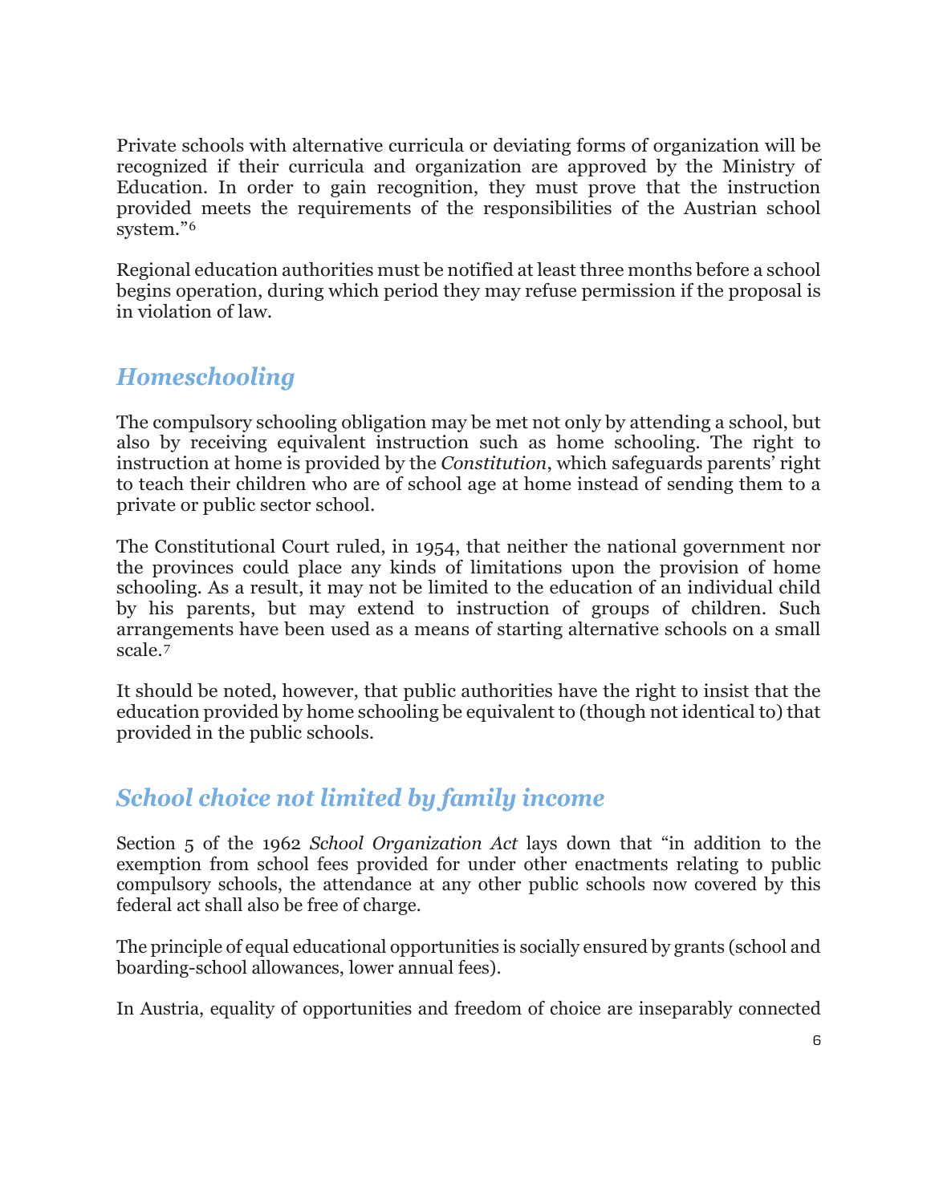Private schools with alternative curricula or deviating forms of organization will be recognized if their curricula and organization are approved by the Ministry of Education. In order to gain recognition, they must prove that the instruction provided meets the requirements of the responsibilities of the Austrian school system."[6]

Regional education authorities must be notified at least three months before a school begins operation, during which period they may refuse permission if the proposal is in violation of law.

## *Homeschooling*

The compulsory schooling obligation may be met not only by attending a school, but also by receiving equivalent instruction such as home schooling. The right to instruction at home is provided by the *Constitution*, which safeguards parents' right to teach their children who are of school age at home instead of sending them to a private or public sector school.

The Constitutional Court ruled, in 1954, that neither the national government nor the provinces could place any kinds of limitations upon the provision of home schooling. As a result, it may not be limited to the education of an individual child by his parents, but may extend to instruction of groups of children. Such arrangements have been used as a means of starting alternative schools on a small scale.[7]

It should be noted, however, that public authorities have the right to insist that the education provided by home schooling be equivalent to (though not identical to) that provided in the public schools.

## *School choice not limited by family income*

Section 5 of the 1962 *School Organization Act* lays down that "in addition to the exemption from school fees provided for under other enactments relating to public compulsory schools, the attendance at any other public schools now covered by this federal act shall also be free of charge.

The principle of equal educational opportunities is socially ensured by grants (school and boarding-school allowances, lower annual fees).

In Austria, equality of opportunities and freedom of choice are inseparably connected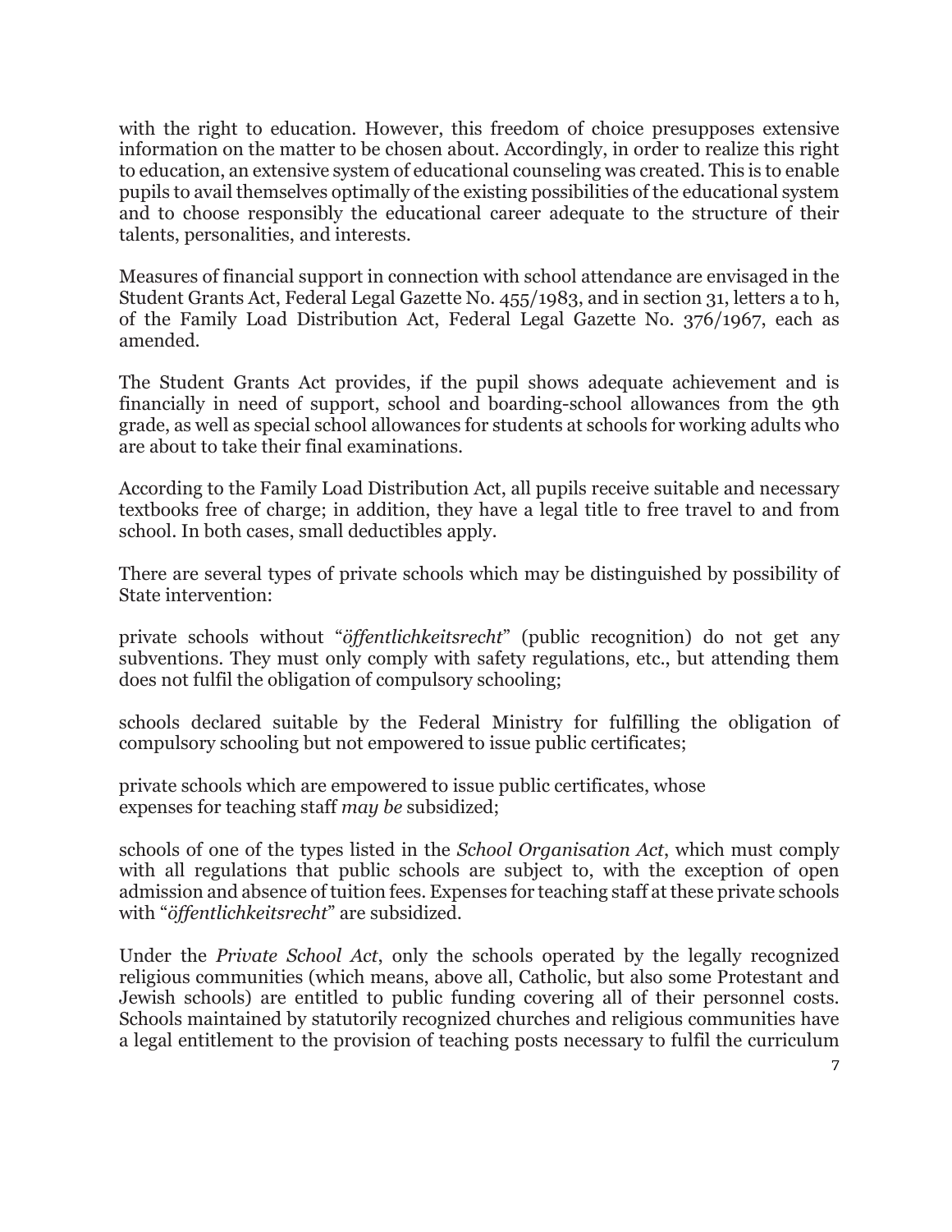with the right to education. However, this freedom of choice presupposes extensive information on the matter to be chosen about. Accordingly, in order to realize this right to education, an extensive system of educational counseling was created. This is to enable pupils to avail themselves optimally of the existing possibilities of the educational system and to choose responsibly the educational career adequate to the structure of their talents, personalities, and interests.

Measures of financial support in connection with school attendance are envisaged in the Student Grants Act, Federal Legal Gazette No. 455/1983, and in section 31, letters a to h, of the Family Load Distribution Act, Federal Legal Gazette No. 376/1967, each as amended.

The Student Grants Act provides, if the pupil shows adequate achievement and is financially in need of support, school and boarding-school allowances from the 9th grade, as well as special school allowances for students at schools for working adults who are about to take their final examinations.

According to the Family Load Distribution Act, all pupils receive suitable and necessary textbooks free of charge; in addition, they have a legal title to free travel to and from school. In both cases, small deductibles apply.

There are several types of private schools which may be distinguished by possibility of State intervention:

private schools without "*öffentlichkeitsrecht*" (public recognition) do not get any subventions. They must only comply with safety regulations, etc., but attending them does not fulfil the obligation of compulsory schooling;

schools declared suitable by the Federal Ministry for fulfilling the obligation of compulsory schooling but not empowered to issue public certificates;

private schools which are empowered to issue public certificates, whose expenses for teaching staff *may be* subsidized;

schools of one of the types listed in the *School Organisation Act*, which must comply with all regulations that public schools are subject to, with the exception of open admission and absence of tuition fees. Expenses for teaching staff at these private schools with "*öffentlichkeitsrecht*" are subsidized.

Under the *Private School Act*, only the schools operated by the legally recognized religious communities (which means, above all, Catholic, but also some Protestant and Jewish schools) are entitled to public funding covering all of their personnel costs. Schools maintained by statutorily recognized churches and religious communities have a legal entitlement to the provision of teaching posts necessary to fulfil the curriculum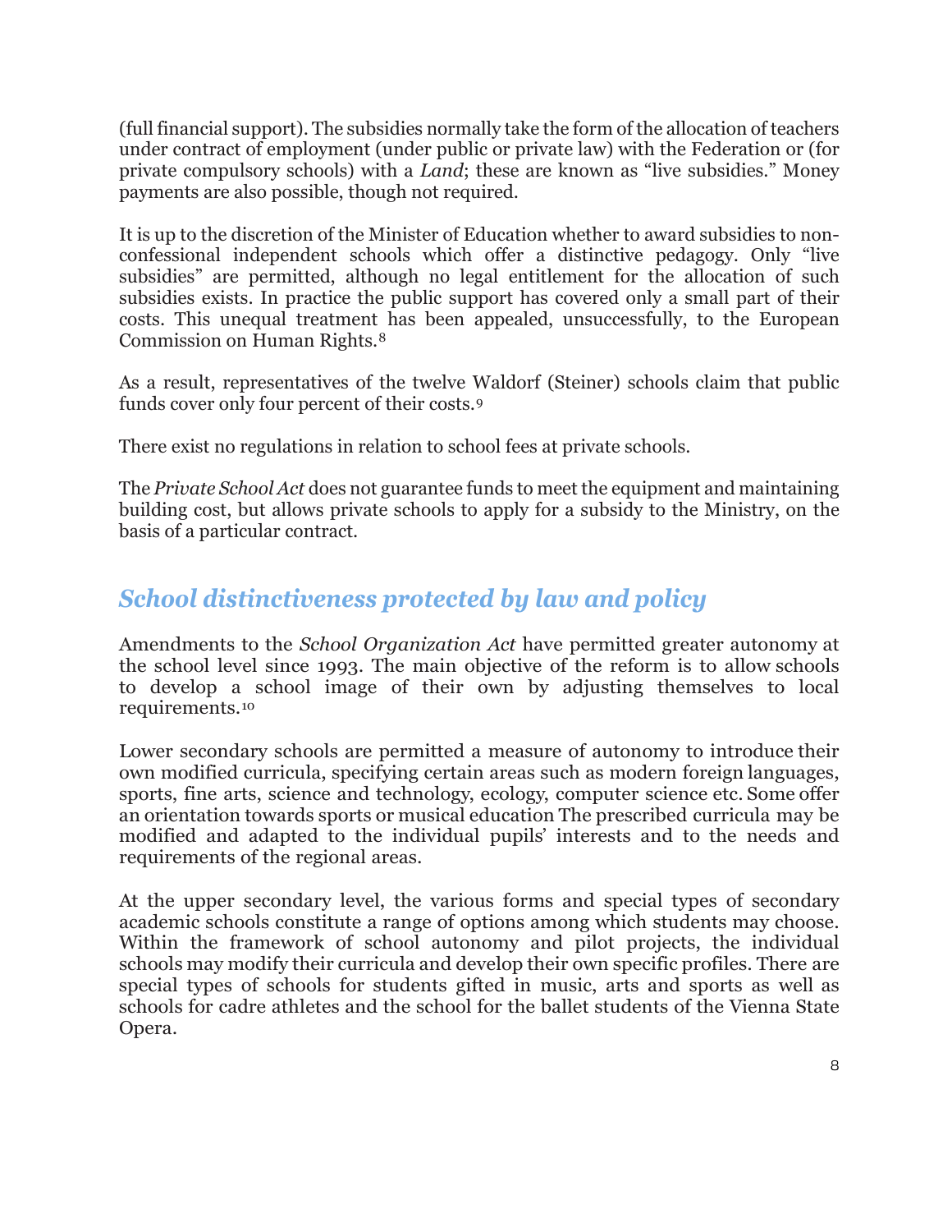(full financial support). The subsidies normally take the form of the allocation of teachers under contract of employment (under public or private law) with the Federation or (for private compulsory schools) with a *Land*; these are known as "live subsidies." Money payments are also possible, though not required.

It is up to the discretion of the Minister of Education whether to award subsidies to non-confessional independent schools which offer a distinctive pedagogy. Only "live subsidies" are permitted, although no legal entitlement for the allocation of such subsidies exists. In practice the public support has covered only a small part of their costs. This unequal treatment has been appealed, unsuccessfully, to the European Commission on Human Rights.[8]

As a result, representatives of the twelve Waldorf (Steiner) schools claim that public funds cover only four percent of their costs.[9]

There exist no regulations in relation to school fees at private schools.

The *Private School Act* does not guarantee funds to meet the equipment and maintaining building cost, but allows private schools to apply for a subsidy to the Ministry, on the basis of a particular contract.

## *School distinctiveness protected by law and policy*

Amendments to the *School Organization Act* have permitted greater autonomy at the school level since 1993. The main objective of the reform is to allow schools to develop a school image of their own by adjusting themselves to local requirements.[10]

Lower secondary schools are permitted a measure of autonomy to introduce their own modified curricula, specifying certain areas such as modern foreign languages, sports, fine arts, science and technology, ecology, computer science etc. Some offer an orientation towards sports or musical education The prescribed curricula may be modified and adapted to the individual pupils' interests and to the needs and requirements of the regional areas.

At the upper secondary level, the various forms and special types of secondary academic schools constitute a range of options among which students may choose. Within the framework of school autonomy and pilot projects, the individual schools may modify their curricula and develop their own specific profiles. There are special types of schools for students gifted in music, arts and sports as well as schools for cadre athletes and the school for the ballet students of the Vienna State Opera.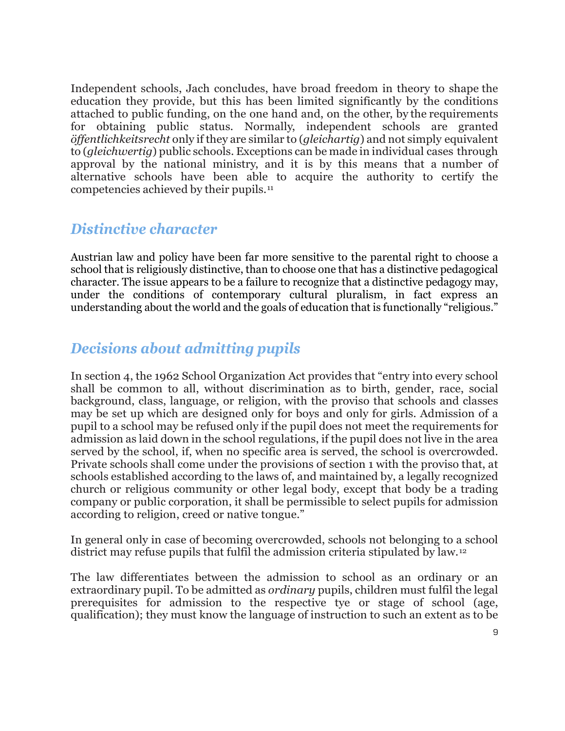Independent schools, Jach concludes, have broad freedom in theory to shape the education they provide, but this has been limited significantly by the conditions attached to public funding, on the one hand and, on the other, by the requirements for obtaining public status. Normally, independent schools are granted *öffentlichkeitsrecht* only if they are similar to (*gleichartig*) and not simply equivalent to (*gleichwertig*) public schools. Exceptions can be made in individual cases through approval by the national ministry, and it is by this means that a number of alternative schools have been able to acquire the authority to certify the competencies achieved by their pupils.[11]

## *Distinctive character*

Austrian law and policy have been far more sensitive to the parental right to choose a school that is religiously distinctive, than to choose one that has a distinctive pedagogical character. The issue appears to be a failure to recognize that a distinctive pedagogy may, under the conditions of contemporary cultural pluralism, in fact express an understanding about the world and the goals of education that is functionally "religious."

## *Decisions about admitting pupils*

In section 4, the 1962 School Organization Act provides that "entry into every school shall be common to all, without discrimination as to birth, gender, race, social background, class, language, or religion, with the proviso that schools and classes may be set up which are designed only for boys and only for girls. Admission of a pupil to a school may be refused only if the pupil does not meet the requirements for admission as laid down in the school regulations, if the pupil does not live in the area served by the school, if, when no specific area is served, the school is overcrowded. Private schools shall come under the provisions of section 1 with the proviso that, at schools established according to the laws of, and maintained by, a legally recognized church or religious community or other legal body, except that body be a trading company or public corporation, it shall be permissible to select pupils for admission according to religion, creed or native tongue."

In general only in case of becoming overcrowded, schools not belonging to a school district may refuse pupils that fulfil the admission criteria stipulated by law.[12]

The law differentiates between the admission to school as an ordinary or an extraordinary pupil. To be admitted as *ordinary* pupils, children must fulfil the legal prerequisites for admission to the respective tye or stage of school (age, qualification); they must know the language of instruction to such an extent as to be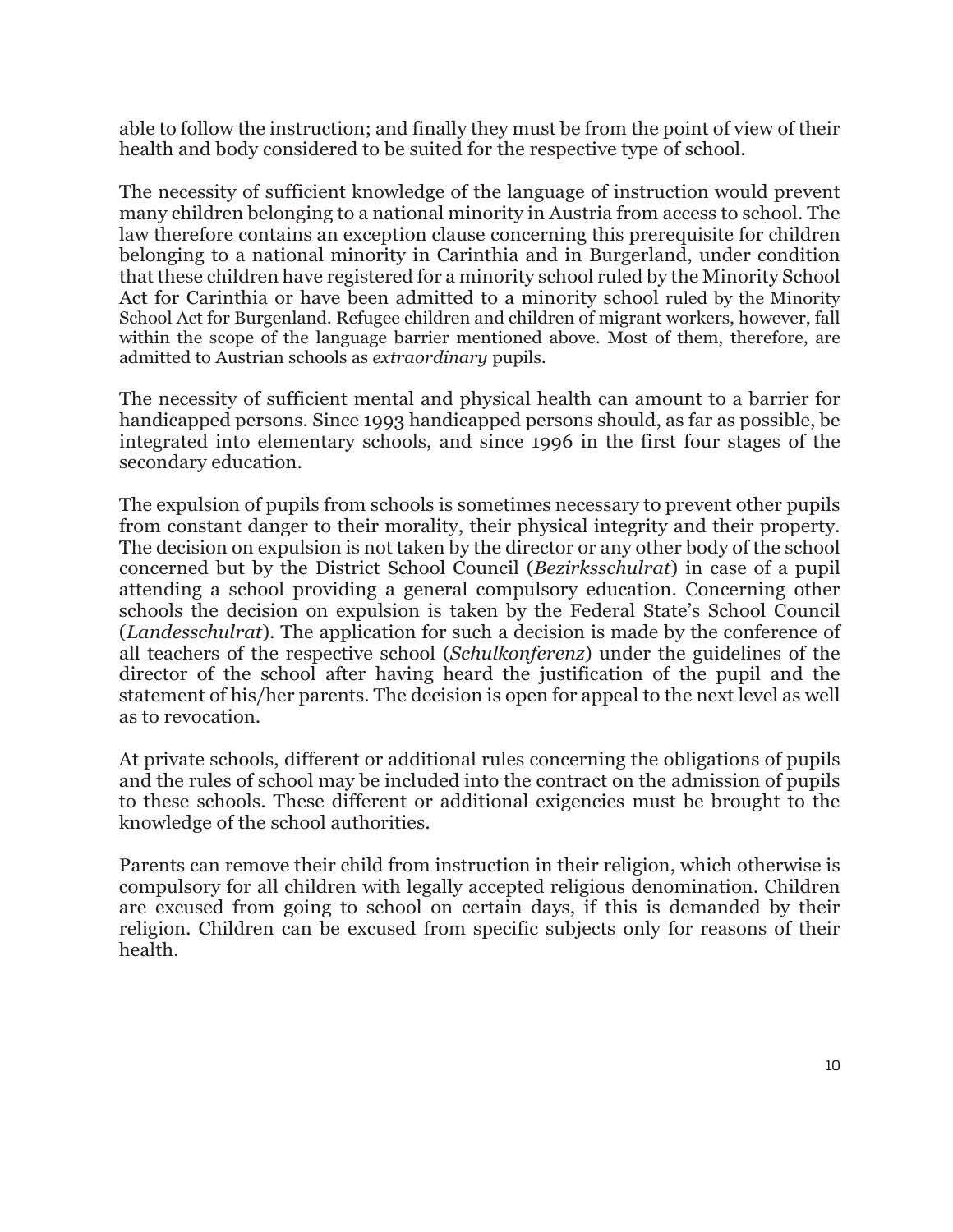able to follow the instruction; and finally they must be from the point of view of their health and body considered to be suited for the respective type of school.

The necessity of sufficient knowledge of the language of instruction would prevent many children belonging to a national minority in Austria from access to school. The law therefore contains an exception clause concerning this prerequisite for children belonging to a national minority in Carinthia and in Burgerland, under condition that these children have registered for a minority school ruled by the Minority School Act for Carinthia or have been admitted to a minority school ruled by the Minority School Act for Burgenland. Refugee children and children of migrant workers, however, fall within the scope of the language barrier mentioned above. Most of them, therefore, are admitted to Austrian schools as *extraordinary* pupils.

The necessity of sufficient mental and physical health can amount to a barrier for handicapped persons. Since 1993 handicapped persons should, as far as possible, be integrated into elementary schools, and since 1996 in the first four stages of the secondary education.

The expulsion of pupils from schools is sometimes necessary to prevent other pupils from constant danger to their morality, their physical integrity and their property. The decision on expulsion is not taken by the director or any other body of the school concerned but by the District School Council (*Bezirksschulrat*) in case of a pupil attending a school providing a general compulsory education. Concerning other schools the decision on expulsion is taken by the Federal State's School Council (*Landesschulrat*). The application for such a decision is made by the conference of all teachers of the respective school (*Schulkonferenz*) under the guidelines of the director of the school after having heard the justification of the pupil and the statement of his/her parents. The decision is open for appeal to the next level as well as to revocation.

At private schools, different or additional rules concerning the obligations of pupils and the rules of school may be included into the contract on the admission of pupils to these schools. These different or additional exigencies must be brought to the knowledge of the school authorities.

Parents can remove their child from instruction in their religion, which otherwise is compulsory for all children with legally accepted religious denomination. Children are excused from going to school on certain days, if this is demanded by their religion. Children can be excused from specific subjects only for reasons of their health.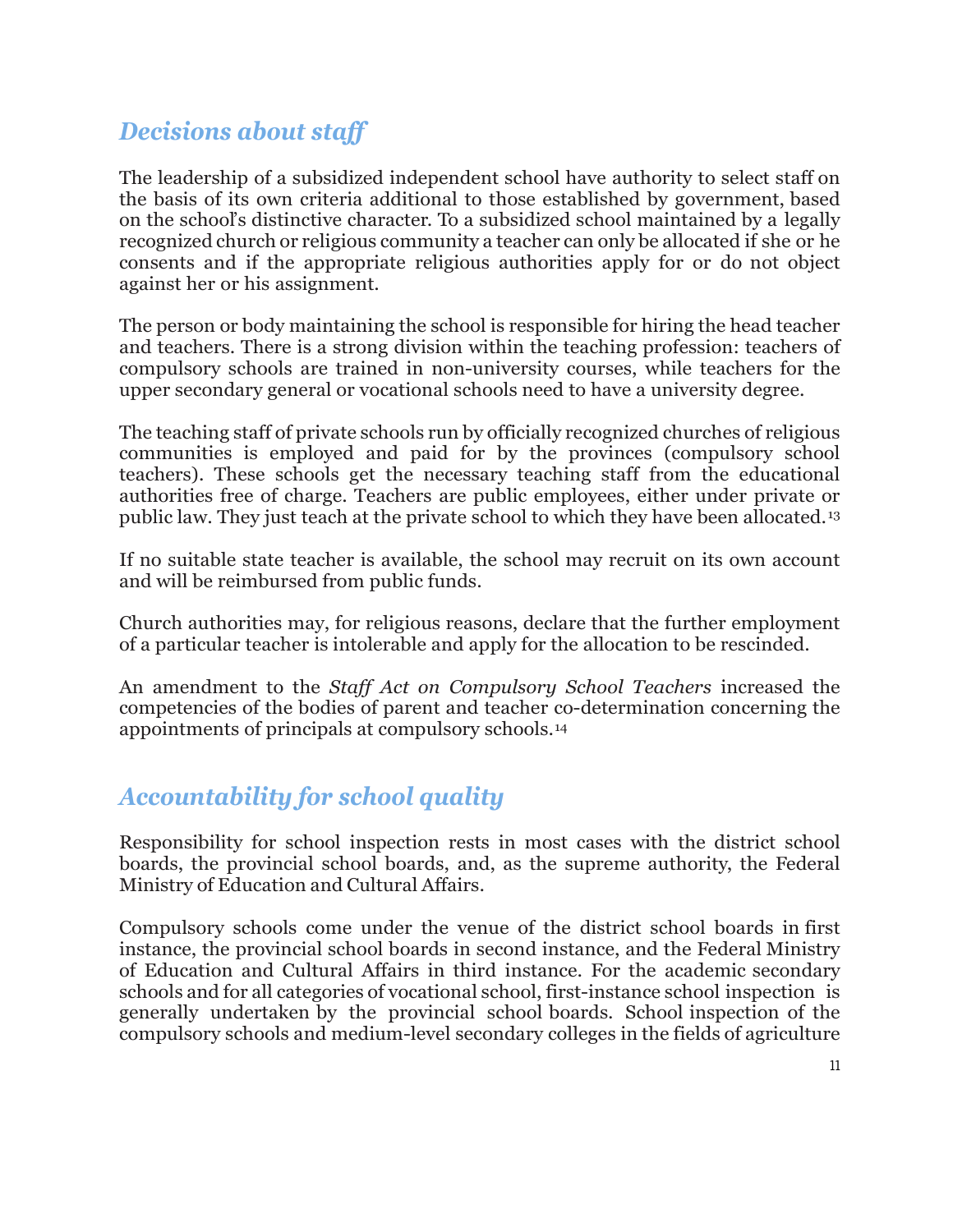## *Decisions about staff*

The leadership of a subsidized independent school have authority to select staff on the basis of its own criteria additional to those established by government, based on the school's distinctive character. To a subsidized school maintained by a legally recognized church or religious community a teacher can only be allocated if she or he consents and if the appropriate religious authorities apply for or do not object against her or his assignment.

The person or body maintaining the school is responsible for hiring the head teacher and teachers. There is a strong division within the teaching profession: teachers of compulsory schools are trained in non-university courses, while teachers for the upper secondary general or vocational schools need to have a university degree.

The teaching staff of private schools run by officially recognized churches of religious communities is employed and paid for by the provinces (compulsory school teachers). These schools get the necessary teaching staff from the educational authorities free of charge. Teachers are public employees, either under private or public law. They just teach at the private school to which they have been allocated.[13]

If no suitable state teacher is available, the school may recruit on its own account and will be reimbursed from public funds.

Church authorities may, for religious reasons, declare that the further employment of a particular teacher is intolerable and apply for the allocation to be rescinded.

An amendment to the *Staff Act on Compulsory School Teachers* increased the competencies of the bodies of parent and teacher co-determination concerning the appointments of principals at compulsory schools.[14]

## *Accountability for school quality*

Responsibility for school inspection rests in most cases with the district school boards, the provincial school boards, and, as the supreme authority, the Federal Ministry of Education and Cultural Affairs.

Compulsory schools come under the venue of the district school boards in first instance, the provincial school boards in second instance, and the Federal Ministry of Education and Cultural Affairs in third instance. For the academic secondary schools and for all categories of vocational school, first-instance school inspection is generally undertaken by the provincial school boards. School inspection of the compulsory schools and medium-level secondary colleges in the fields of agriculture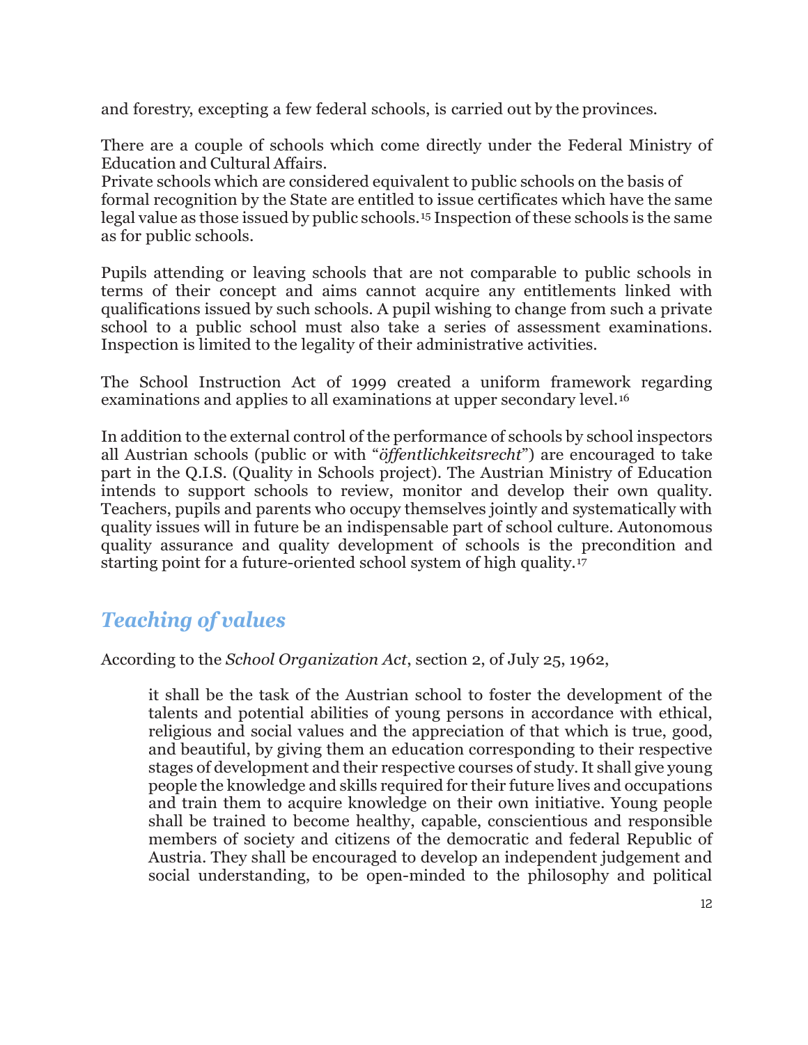and forestry, excepting a few federal schools, is carried out by the provinces.

There are a couple of schools which come directly under the Federal Ministry of Education and Cultural Affairs.
Private schools which are considered equivalent to public schools on the basis of formal recognition by the State are entitled to issue certificates which have the same legal value as those issued by public schools.[15] Inspection of these schools is the same as for public schools.

Pupils attending or leaving schools that are not comparable to public schools in terms of their concept and aims cannot acquire any entitlements linked with qualifications issued by such schools. A pupil wishing to change from such a private school to a public school must also take a series of assessment examinations. Inspection is limited to the legality of their administrative activities.

The School Instruction Act of 1999 created a uniform framework regarding examinations and applies to all examinations at upper secondary level.[16]

In addition to the external control of the performance of schools by school inspectors all Austrian schools (public or with "*öffentlichkeitsrecht*") are encouraged to take part in the Q.I.S. (Quality in Schools project). The Austrian Ministry of Education intends to support schools to review, monitor and develop their own quality. Teachers, pupils and parents who occupy themselves jointly and systematically with quality issues will in future be an indispensable part of school culture. Autonomous quality assurance and quality development of schools is the precondition and starting point for a future-oriented school system of high quality.[17]

## *Teaching of values*

According to the *School Organization Act*, section 2, of July 25, 1962,

> it shall be the task of the Austrian school to foster the development of the talents and potential abilities of young persons in accordance with ethical, religious and social values and the appreciation of that which is true, good, and beautiful, by giving them an education corresponding to their respective stages of development and their respective courses of study. It shall give young people the knowledge and skills required for their future lives and occupations and train them to acquire knowledge on their own initiative. Young people shall be trained to become healthy, capable, conscientious and responsible members of society and citizens of the democratic and federal Republic of Austria. They shall be encouraged to develop an independent judgement and social understanding, to be open-minded to the philosophy and political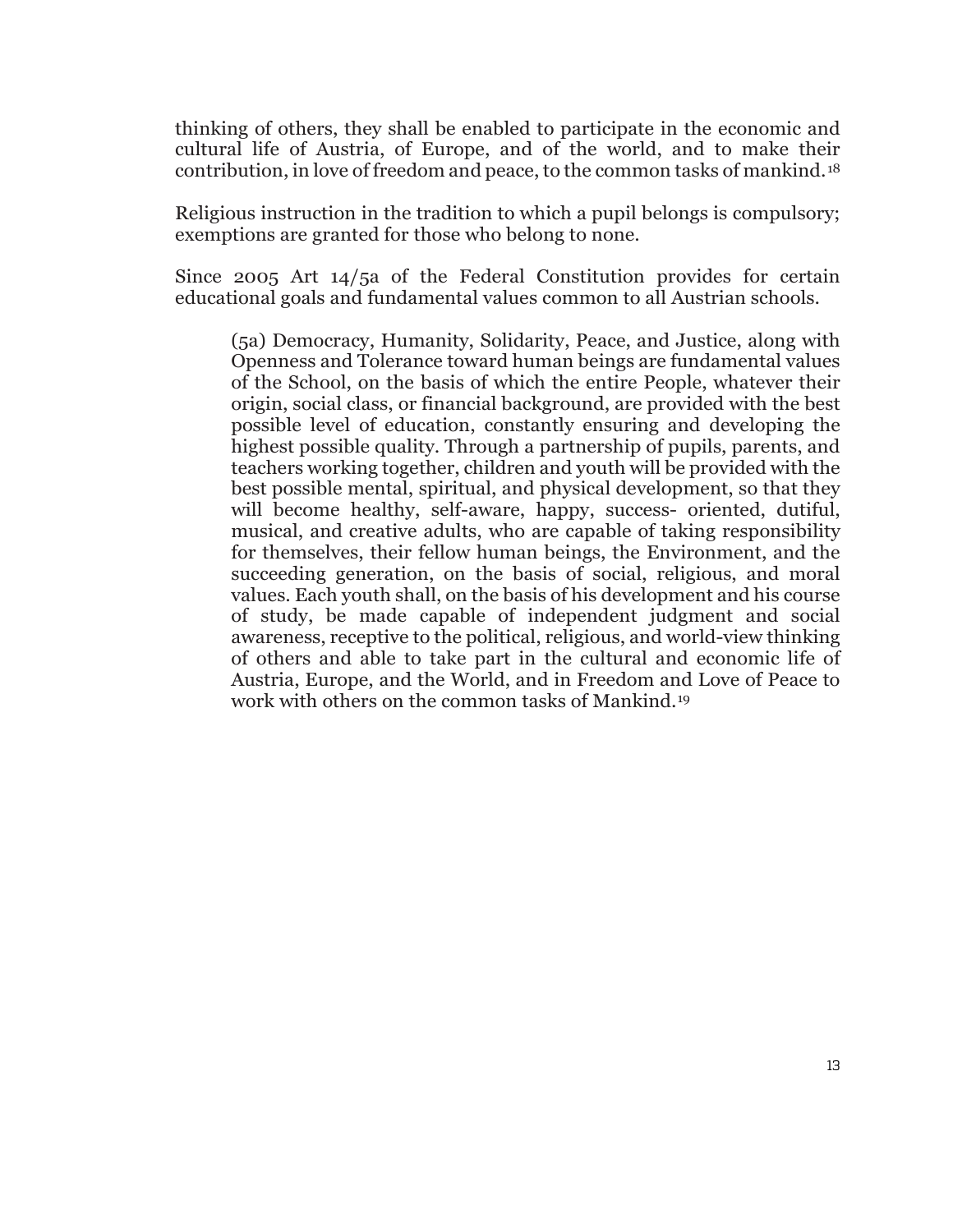thinking of others, they shall be enabled to participate in the economic and cultural life of Austria, of Europe, and of the world, and to make their contribution, in love of freedom and peace, to the common tasks of mankind.[18]

Religious instruction in the tradition to which a pupil belongs is compulsory; exemptions are granted for those who belong to none.

Since 2005 Art 14/5a of the Federal Constitution provides for certain educational goals and fundamental values common to all Austrian schools.

> (5a) Democracy, Humanity, Solidarity, Peace, and Justice, along with Openness and Tolerance toward human beings are fundamental values of the School, on the basis of which the entire People, whatever their origin, social class, or financial background, are provided with the best possible level of education, constantly ensuring and developing the highest possible quality. Through a partnership of pupils, parents, and teachers working together, children and youth will be provided with the best possible mental, spiritual, and physical development, so that they will become healthy, self-aware, happy, success- oriented, dutiful, musical, and creative adults, who are capable of taking responsibility for themselves, their fellow human beings, the Environment, and the succeeding generation, on the basis of social, religious, and moral values. Each youth shall, on the basis of his development and his course of study, be made capable of independent judgment and social awareness, receptive to the political, religious, and world-view thinking of others and able to take part in the cultural and economic life of Austria, Europe, and the World, and in Freedom and Love of Peace to work with others on the common tasks of Mankind.[19]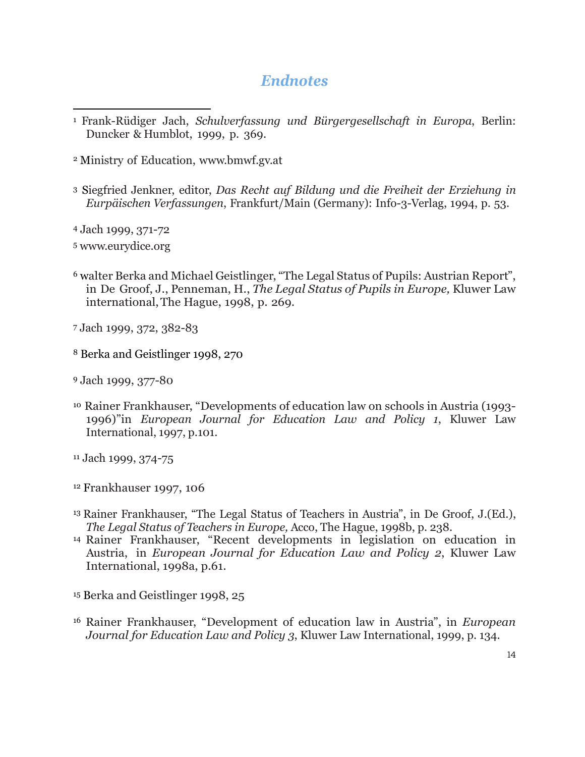## *Endnotes*

[1] Frank-Rüdiger Jach, *Schulverfassung und Bürgergesellschaft in Europa*, Berlin: Duncker & Humblot, 1999, p. 369.

[2] Ministry of Education, www.bmwf.gv.at

[3] Siegfried Jenkner, editor, *Das Recht auf Bildung und die Freiheit der Erziehung in Eurpäischen Verfassungen*, Frankfurt/Main (Germany): Info-3-Verlag, 1994, p. 53.

[4] Jach 1999, 371-72

[5] www.eurydice.org

[6] walter Berka and Michael Geistlinger, "The Legal Status of Pupils: Austrian Report", in De Groof, J., Penneman, H., *The Legal Status of Pupils in Europe,* Kluwer Law international, The Hague, 1998, p. 269.

[7] Jach 1999, 372, 382-83

[8] Berka and Geistlinger 1998, 270

[9] Jach 1999, 377-80

[10] Rainer Frankhauser, "Developments of education law on schools in Austria (1993-1996)"in *European Journal for Education Law and Policy 1*, Kluwer Law International, 1997, p.101.

[11] Jach 1999, 374-75

[12] Frankhauser 1997, 106

[13] Rainer Frankhauser, "The Legal Status of Teachers in Austria", in De Groof, J.(Ed.), *The Legal Status of Teachers in Europe,* Acco, The Hague, 1998b, p. 238.

[14] Rainer Frankhauser, "Recent developments in legislation on education in Austria, in *European Journal for Education Law and Policy 2*, Kluwer Law International, 1998a, p.61.

[15] Berka and Geistlinger 1998, 25

[16] Rainer Frankhauser, "Development of education law in Austria", in *European Journal for Education Law and Policy 3*, Kluwer Law International, 1999, p. 134.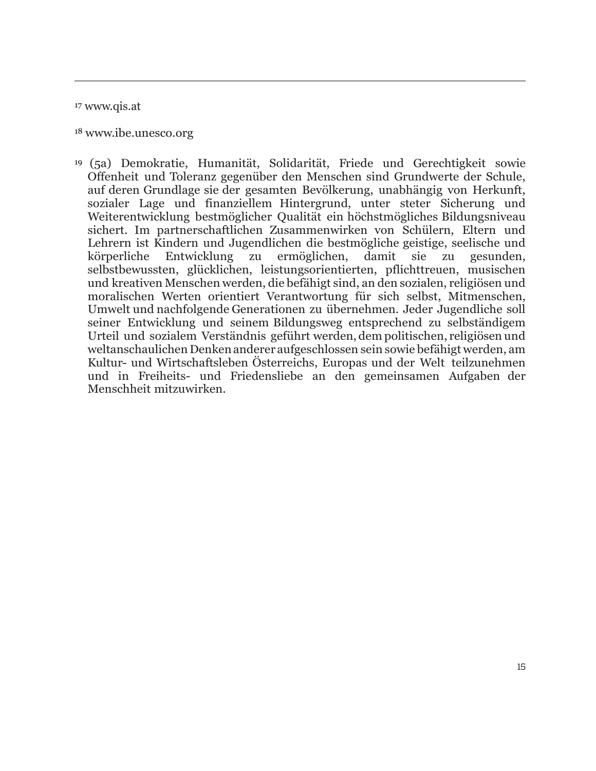[17] www.qis.at

[18] www.ibe.unesco.org

[19] (5a) Demokratie, Humanität, Solidarität, Friede und Gerechtigkeit sowie Offenheit und Toleranz gegenüber den Menschen sind Grundwerte der Schule, auf deren Grundlage sie der gesamten Bevölkerung, unabhängig von Herkunft, sozialer Lage und finanziellem Hintergrund, unter steter Sicherung und Weiterentwicklung bestmöglicher Qualität ein höchstmögliches Bildungsniveau sichert. Im partnerschaftlichen Zusammenwirken von Schülern, Eltern und Lehrern ist Kindern und Jugendlichen die bestmögliche geistige, seelische und körperliche Entwicklung zu ermöglichen, damit sie zu gesunden, selbstbewussten, glücklichen, leistungsorientierten, pflichttreuen, musischen und kreativen Menschen werden, die befähigt sind, an den sozialen, religiösen und moralischen Werten orientiert Verantwortung für sich selbst, Mitmenschen, Umwelt und nachfolgende Generationen zu übernehmen. Jeder Jugendliche soll seiner Entwicklung und seinem Bildungsweg entsprechend zu selbständigem Urteil und sozialem Verständnis geführt werden, dem politischen, religiösen und weltanschaulichen Denken anderer aufgeschlossen sein sowie befähigt werden, am Kultur- und Wirtschaftsleben Österreichs, Europas und der Welt teilzunehmen und in Freiheits- und Friedensliebe an den gemeinsamen Aufgaben der Menschheit mitzuwirken.